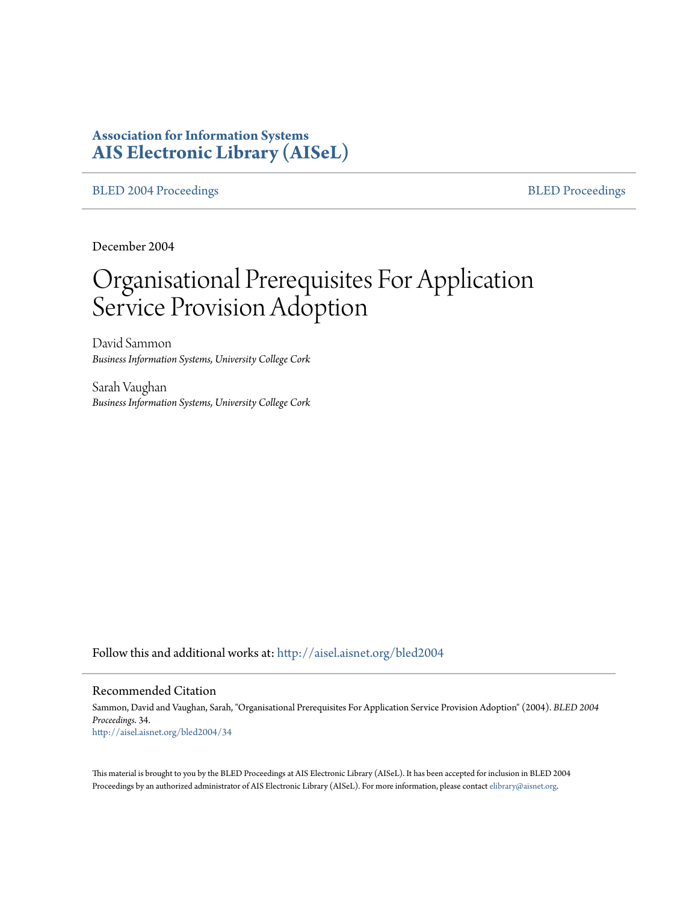**Association for Information Systems**
**AIS Electronic Library (AISeL)**

BLED 2004 Proceedings | BLED Proceedings

December 2004

# Organisational Prerequisites For Application Service Provision Adoption

David Sammon
*Business Information Systems, University College Cork*

Sarah Vaughan
*Business Information Systems, University College Cork*

Follow this and additional works at: http://aisel.aisnet.org/bled2004

## Recommended Citation

Sammon, David and Vaughan, Sarah, "Organisational Prerequisites For Application Service Provision Adoption" (2004). *BLED 2004 Proceedings*. 34.
http://aisel.aisnet.org/bled2004/34

This material is brought to you by the BLED Proceedings at AIS Electronic Library (AISeL). It has been accepted for inclusion in BLED 2004 Proceedings by an authorized administrator of AIS Electronic Library (AISeL). For more information, please contact elibrary@aisnet.org.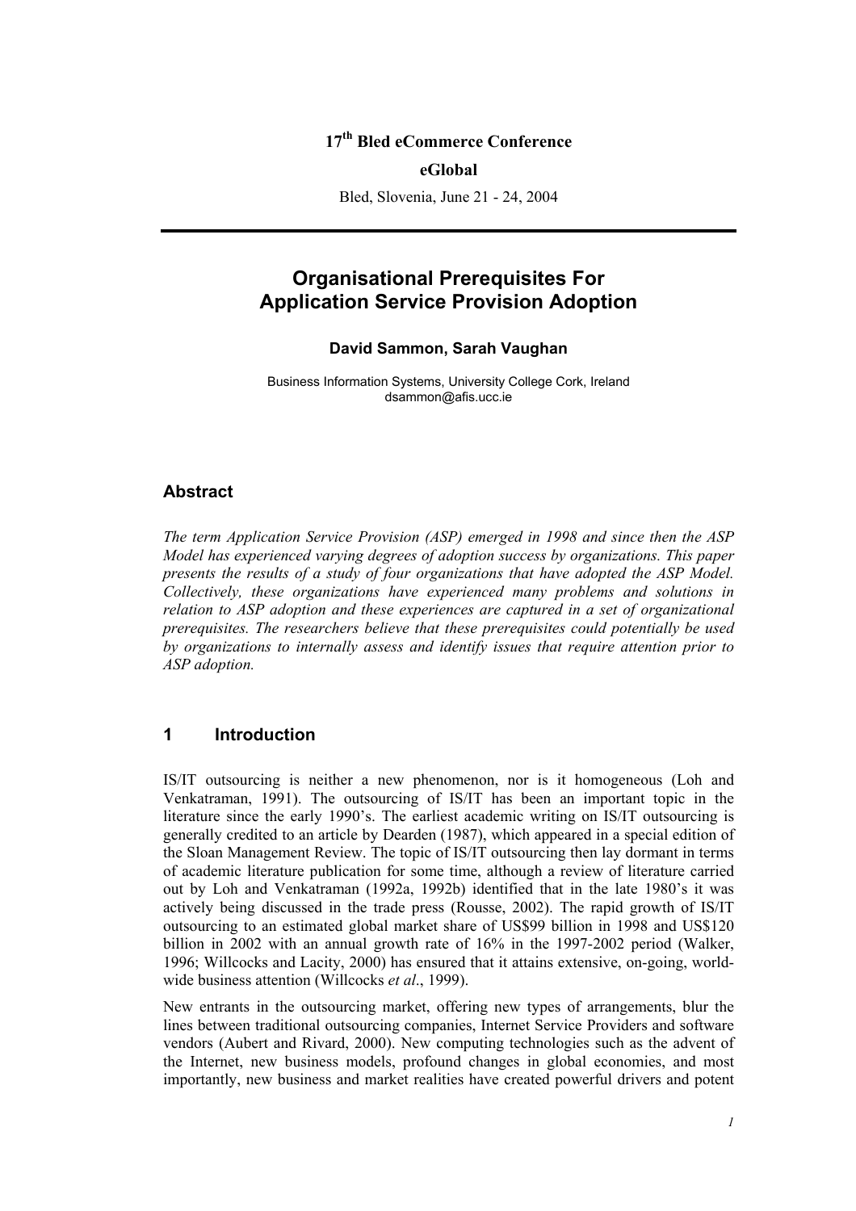17th Bled eCommerce Conference

**eGlobal**

Bled, Slovenia, June 21 - 24, 2004

# Organisational Prerequisites For Application Service Provision Adoption

**David Sammon, Sarah Vaughan**

Business Information Systems, University College Cork, Ireland
dsammon@afis.ucc.ie

## Abstract

*The term Application Service Provision (ASP) emerged in 1998 and since then the ASP Model has experienced varying degrees of adoption success by organizations. This paper presents the results of a study of four organizations that have adopted the ASP Model. Collectively, these organizations have experienced many problems and solutions in relation to ASP adoption and these experiences are captured in a set of organizational prerequisites. The researchers believe that these prerequisites could potentially be used by organizations to internally assess and identify issues that require attention prior to ASP adoption.*

## 1 Introduction

IS/IT outsourcing is neither a new phenomenon, nor is it homogeneous (Loh and Venkatraman, 1991). The outsourcing of IS/IT has been an important topic in the literature since the early 1990's. The earliest academic writing on IS/IT outsourcing is generally credited to an article by Dearden (1987), which appeared in a special edition of the Sloan Management Review. The topic of IS/IT outsourcing then lay dormant in terms of academic literature publication for some time, although a review of literature carried out by Loh and Venkatraman (1992a, 1992b) identified that in the late 1980's it was actively being discussed in the trade press (Rousse, 2002). The rapid growth of IS/IT outsourcing to an estimated global market share of US$99 billion in 1998 and US$120 billion in 2002 with an annual growth rate of 16% in the 1997-2002 period (Walker, 1996; Willcocks and Lacity, 2000) has ensured that it attains extensive, on-going, world-wide business attention (Willcocks *et al*., 1999).

New entrants in the outsourcing market, offering new types of arrangements, blur the lines between traditional outsourcing companies, Internet Service Providers and software vendors (Aubert and Rivard, 2000). New computing technologies such as the advent of the Internet, new business models, profound changes in global economies, and most importantly, new business and market realities have created powerful drivers and potent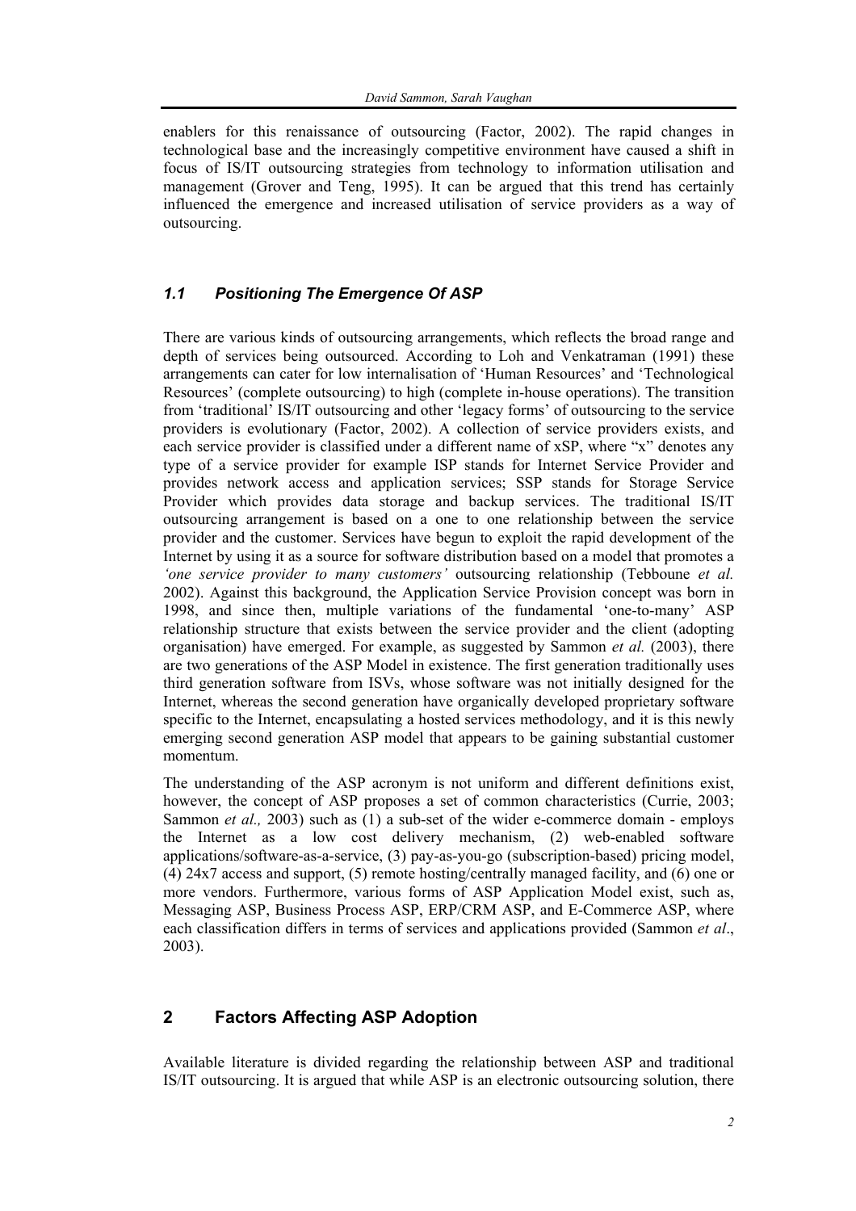enablers for this renaissance of outsourcing (Factor, 2002). The rapid changes in technological base and the increasingly competitive environment have caused a shift in focus of IS/IT outsourcing strategies from technology to information utilisation and management (Grover and Teng, 1995). It can be argued that this trend has certainly influenced the emergence and increased utilisation of service providers as a way of outsourcing.

### *1.1 Positioning The Emergence Of ASP*

There are various kinds of outsourcing arrangements, which reflects the broad range and depth of services being outsourced. According to Loh and Venkatraman (1991) these arrangements can cater for low internalisation of 'Human Resources' and 'Technological Resources' (complete outsourcing) to high (complete in-house operations). The transition from 'traditional' IS/IT outsourcing and other 'legacy forms' of outsourcing to the service providers is evolutionary (Factor, 2002). A collection of service providers exists, and each service provider is classified under a different name of xSP, where "x" denotes any type of a service provider for example ISP stands for Internet Service Provider and provides network access and application services; SSP stands for Storage Service Provider which provides data storage and backup services. The traditional IS/IT outsourcing arrangement is based on a one to one relationship between the service provider and the customer. Services have begun to exploit the rapid development of the Internet by using it as a source for software distribution based on a model that promotes a *'one service provider to many customers'* outsourcing relationship (Tebboune *et al.* 2002). Against this background, the Application Service Provision concept was born in 1998, and since then, multiple variations of the fundamental 'one-to-many' ASP relationship structure that exists between the service provider and the client (adopting organisation) have emerged. For example, as suggested by Sammon *et al.* (2003), there are two generations of the ASP Model in existence. The first generation traditionally uses third generation software from ISVs, whose software was not initially designed for the Internet, whereas the second generation have organically developed proprietary software specific to the Internet, encapsulating a hosted services methodology, and it is this newly emerging second generation ASP model that appears to be gaining substantial customer momentum.

The understanding of the ASP acronym is not uniform and different definitions exist, however, the concept of ASP proposes a set of common characteristics (Currie, 2003; Sammon *et al.,* 2003) such as (1) a sub-set of the wider e-commerce domain - employs the Internet as a low cost delivery mechanism, (2) web-enabled software applications/software-as-a-service, (3) pay-as-you-go (subscription-based) pricing model, (4) 24x7 access and support, (5) remote hosting/centrally managed facility, and (6) one or more vendors. Furthermore, various forms of ASP Application Model exist, such as, Messaging ASP, Business Process ASP, ERP/CRM ASP, and E-Commerce ASP, where each classification differs in terms of services and applications provided (Sammon *et al*., 2003).

## 2 Factors Affecting ASP Adoption

Available literature is divided regarding the relationship between ASP and traditional IS/IT outsourcing. It is argued that while ASP is an electronic outsourcing solution, there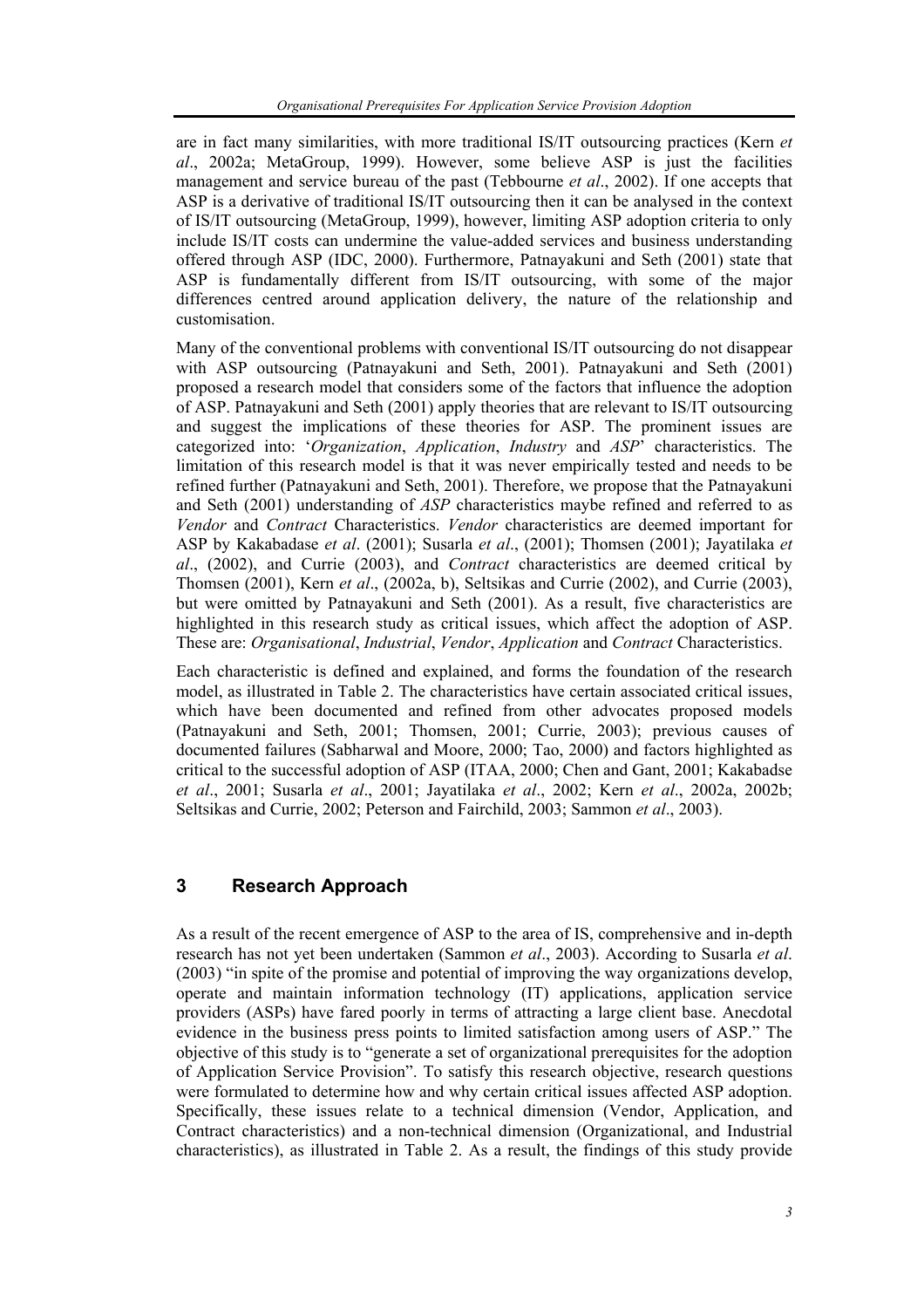are in fact many similarities, with more traditional IS/IT outsourcing practices (Kern *et al*., 2002a; MetaGroup, 1999). However, some believe ASP is just the facilities management and service bureau of the past (Tebbourne *et al*., 2002). If one accepts that ASP is a derivative of traditional IS/IT outsourcing then it can be analysed in the context of IS/IT outsourcing (MetaGroup, 1999), however, limiting ASP adoption criteria to only include IS/IT costs can undermine the value-added services and business understanding offered through ASP (IDC, 2000). Furthermore, Patnayakuni and Seth (2001) state that ASP is fundamentally different from IS/IT outsourcing, with some of the major differences centred around application delivery, the nature of the relationship and customisation.

Many of the conventional problems with conventional IS/IT outsourcing do not disappear with ASP outsourcing (Patnayakuni and Seth, 2001). Patnayakuni and Seth (2001) proposed a research model that considers some of the factors that influence the adoption of ASP. Patnayakuni and Seth (2001) apply theories that are relevant to IS/IT outsourcing and suggest the implications of these theories for ASP. The prominent issues are categorized into: '*Organization*, *Application*, *Industry* and *ASP*' characteristics. The limitation of this research model is that it was never empirically tested and needs to be refined further (Patnayakuni and Seth, 2001). Therefore, we propose that the Patnayakuni and Seth (2001) understanding of *ASP* characteristics maybe refined and referred to as *Vendor* and *Contract* Characteristics. *Vendor* characteristics are deemed important for ASP by Kakabadase *et al*. (2001); Susarla *et al*., (2001); Thomsen (2001); Jayatilaka *et al*., (2002), and Currie (2003), and *Contract* characteristics are deemed critical by Thomsen (2001), Kern *et al*., (2002a, b), Seltsikas and Currie (2002), and Currie (2003), but were omitted by Patnayakuni and Seth (2001). As a result, five characteristics are highlighted in this research study as critical issues, which affect the adoption of ASP. These are: *Organisational*, *Industrial*, *Vendor*, *Application* and *Contract* Characteristics.

Each characteristic is defined and explained, and forms the foundation of the research model, as illustrated in Table 2. The characteristics have certain associated critical issues, which have been documented and refined from other advocates proposed models (Patnayakuni and Seth, 2001; Thomsen, 2001; Currie, 2003); previous causes of documented failures (Sabharwal and Moore, 2000; Tao, 2000) and factors highlighted as critical to the successful adoption of ASP (ITAA, 2000; Chen and Gant, 2001; Kakabadse *et al*., 2001; Susarla *et al*., 2001; Jayatilaka *et al*., 2002; Kern *et al*., 2002a, 2002b; Seltsikas and Currie, 2002; Peterson and Fairchild, 2003; Sammon *et al*., 2003).

## 3 Research Approach

As a result of the recent emergence of ASP to the area of IS, comprehensive and in-depth research has not yet been undertaken (Sammon *et al*., 2003). According to Susarla *et al*. (2003) "in spite of the promise and potential of improving the way organizations develop, operate and maintain information technology (IT) applications, application service providers (ASPs) have fared poorly in terms of attracting a large client base. Anecdotal evidence in the business press points to limited satisfaction among users of ASP." The objective of this study is to "generate a set of organizational prerequisites for the adoption of Application Service Provision". To satisfy this research objective, research questions were formulated to determine how and why certain critical issues affected ASP adoption. Specifically, these issues relate to a technical dimension (Vendor, Application, and Contract characteristics) and a non-technical dimension (Organizational, and Industrial characteristics), as illustrated in Table 2. As a result, the findings of this study provide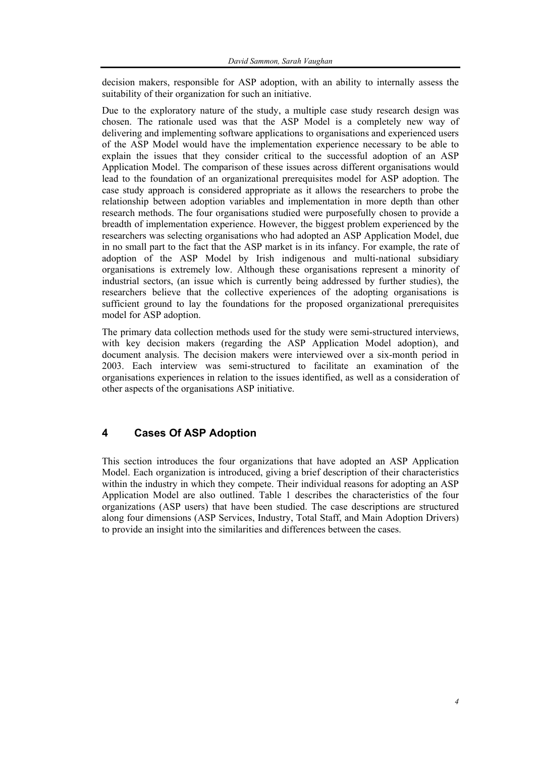decision makers, responsible for ASP adoption, with an ability to internally assess the suitability of their organization for such an initiative.

Due to the exploratory nature of the study, a multiple case study research design was chosen. The rationale used was that the ASP Model is a completely new way of delivering and implementing software applications to organisations and experienced users of the ASP Model would have the implementation experience necessary to be able to explain the issues that they consider critical to the successful adoption of an ASP Application Model. The comparison of these issues across different organisations would lead to the foundation of an organizational prerequisites model for ASP adoption. The case study approach is considered appropriate as it allows the researchers to probe the relationship between adoption variables and implementation in more depth than other research methods. The four organisations studied were purposefully chosen to provide a breadth of implementation experience. However, the biggest problem experienced by the researchers was selecting organisations who had adopted an ASP Application Model, due in no small part to the fact that the ASP market is in its infancy. For example, the rate of adoption of the ASP Model by Irish indigenous and multi-national subsidiary organisations is extremely low. Although these organisations represent a minority of industrial sectors, (an issue which is currently being addressed by further studies), the researchers believe that the collective experiences of the adopting organisations is sufficient ground to lay the foundations for the proposed organizational prerequisites model for ASP adoption.

The primary data collection methods used for the study were semi-structured interviews, with key decision makers (regarding the ASP Application Model adoption), and document analysis. The decision makers were interviewed over a six-month period in 2003. Each interview was semi-structured to facilitate an examination of the organisations experiences in relation to the issues identified, as well as a consideration of other aspects of the organisations ASP initiative.

## 4 Cases Of ASP Adoption

This section introduces the four organizations that have adopted an ASP Application Model. Each organization is introduced, giving a brief description of their characteristics within the industry in which they compete. Their individual reasons for adopting an ASP Application Model are also outlined. Table 1 describes the characteristics of the four organizations (ASP users) that have been studied. The case descriptions are structured along four dimensions (ASP Services, Industry, Total Staff, and Main Adoption Drivers) to provide an insight into the similarities and differences between the cases.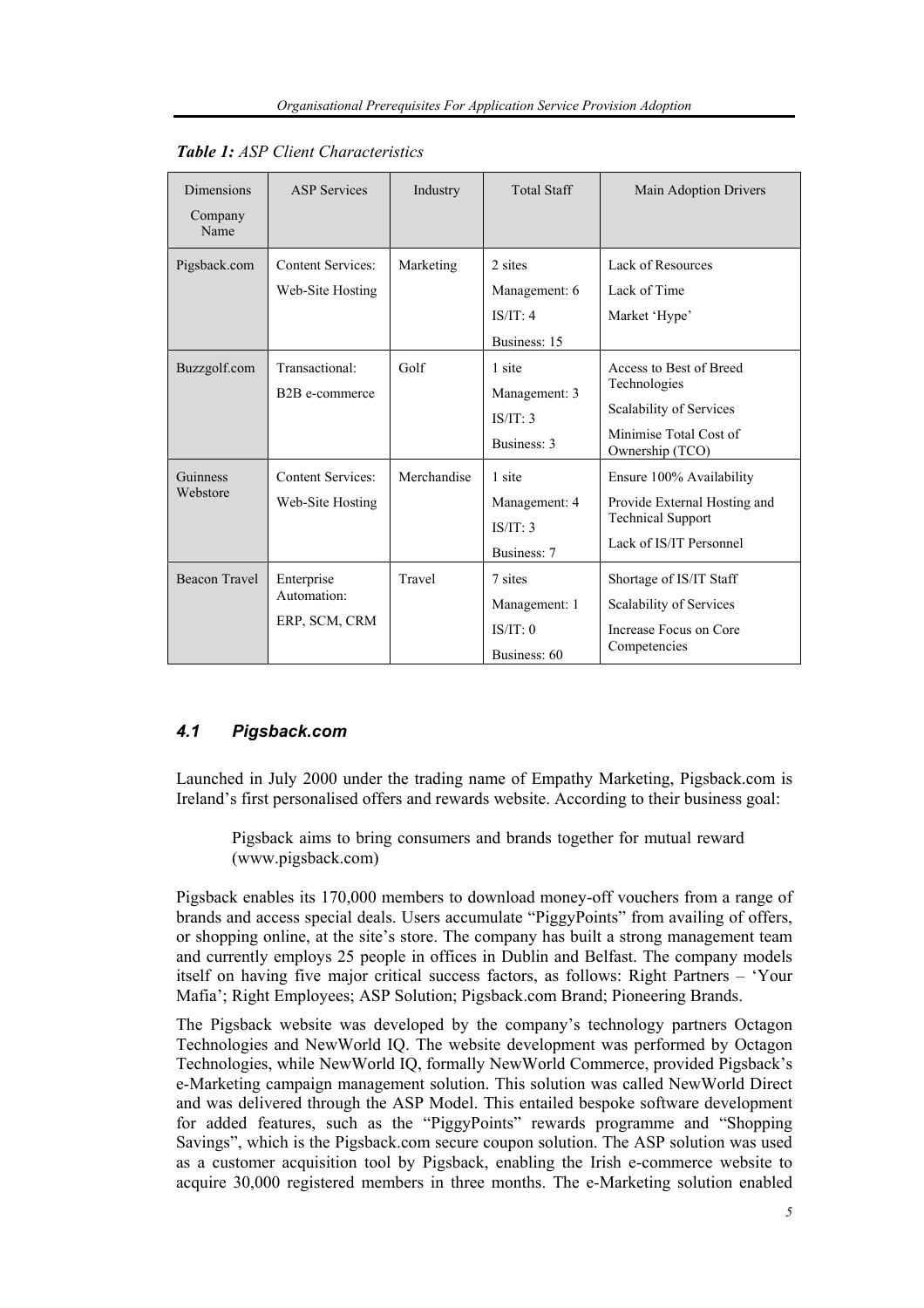*Table 1: ASP Client Characteristics*

| Dimensions / Company Name | ASP Services | Industry | Total Staff | Main Adoption Drivers |
|---|---|---|---|---|
| Pigsback.com | Content Services: Web-Site Hosting | Marketing | 2 sites Management: 6 IS/IT: 4 Business: 15 | Lack of Resources Lack of Time Market 'Hype' |
| Buzzgolf.com | Transactional: B2B e-commerce | Golf | 1 site Management: 3 IS/IT: 3 Business: 3 | Access to Best of Breed Technologies Scalability of Services Minimise Total Cost of Ownership (TCO) |
| Guinness Webstore | Content Services: Web-Site Hosting | Merchandise | 1 site Management: 4 IS/IT: 3 Business: 7 | Ensure 100% Availability Provide External Hosting and Technical Support Lack of IS/IT Personnel |
| Beacon Travel | Enterprise Automation: ERP, SCM, CRM | Travel | 7 sites Management: 1 IS/IT: 0 Business: 60 | Shortage of IS/IT Staff Scalability of Services Increase Focus on Core Competencies |

### 4.1 Pigsback.com

Launched in July 2000 under the trading name of Empathy Marketing, Pigsback.com is Ireland's first personalised offers and rewards website. According to their business goal:

> Pigsback aims to bring consumers and brands together for mutual reward (www.pigsback.com)

Pigsback enables its 170,000 members to download money-off vouchers from a range of brands and access special deals. Users accumulate "PiggyPoints" from availing of offers, or shopping online, at the site's store. The company has built a strong management team and currently employs 25 people in offices in Dublin and Belfast. The company models itself on having five major critical success factors, as follows: Right Partners – 'Your Mafia'; Right Employees; ASP Solution; Pigsback.com Brand; Pioneering Brands.

The Pigsback website was developed by the company's technology partners Octagon Technologies and NewWorld IQ. The website development was performed by Octagon Technologies, while NewWorld IQ, formally NewWorld Commerce, provided Pigsback's e-Marketing campaign management solution. This solution was called NewWorld Direct and was delivered through the ASP Model. This entailed bespoke software development for added features, such as the "PiggyPoints" rewards programme and "Shopping Savings", which is the Pigsback.com secure coupon solution. The ASP solution was used as a customer acquisition tool by Pigsback, enabling the Irish e-commerce website to acquire 30,000 registered members in three months. The e-Marketing solution enabled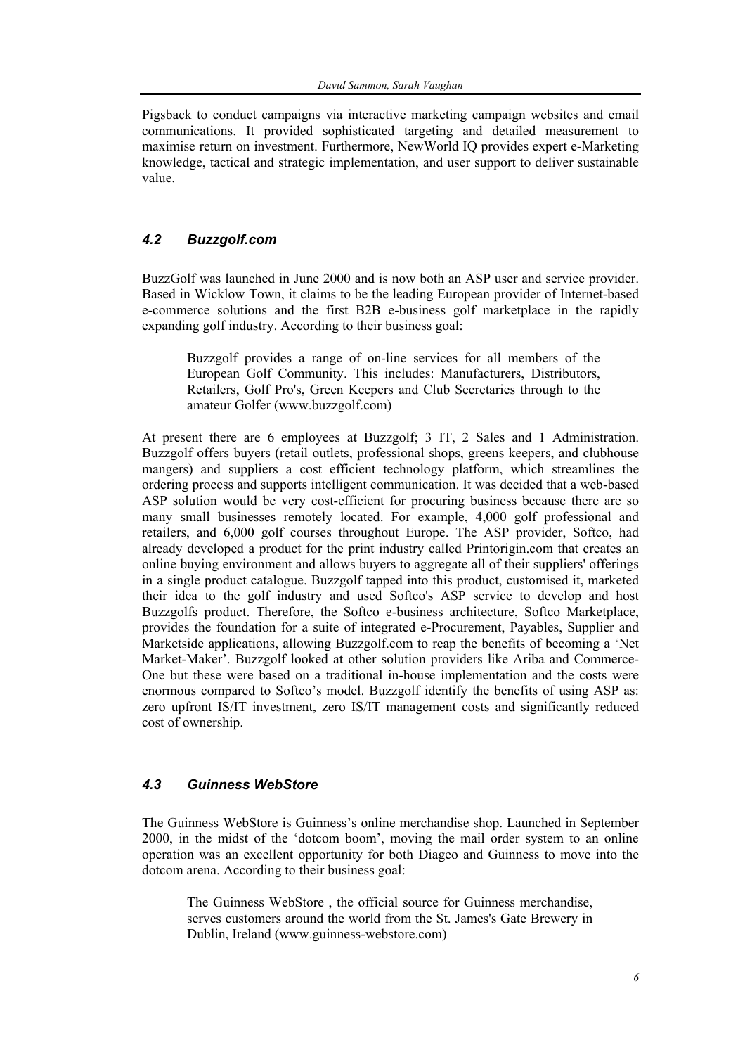Pigsback to conduct campaigns via interactive marketing campaign websites and email communications. It provided sophisticated targeting and detailed measurement to maximise return on investment. Furthermore, NewWorld IQ provides expert e-Marketing knowledge, tactical and strategic implementation, and user support to deliver sustainable value.

### *4.2 Buzzgolf.com*

BuzzGolf was launched in June 2000 and is now both an ASP user and service provider. Based in Wicklow Town, it claims to be the leading European provider of Internet-based e-commerce solutions and the first B2B e-business golf marketplace in the rapidly expanding golf industry. According to their business goal:

> Buzzgolf provides a range of on-line services for all members of the European Golf Community. This includes: Manufacturers, Distributors, Retailers, Golf Pro's, Green Keepers and Club Secretaries through to the amateur Golfer (www.buzzgolf.com)

At present there are 6 employees at Buzzgolf; 3 IT, 2 Sales and 1 Administration. Buzzgolf offers buyers (retail outlets, professional shops, greens keepers, and clubhouse mangers) and suppliers a cost efficient technology platform, which streamlines the ordering process and supports intelligent communication. It was decided that a web-based ASP solution would be very cost-efficient for procuring business because there are so many small businesses remotely located. For example, 4,000 golf professional and retailers, and 6,000 golf courses throughout Europe. The ASP provider, Softco, had already developed a product for the print industry called Printorigin.com that creates an online buying environment and allows buyers to aggregate all of their suppliers' offerings in a single product catalogue. Buzzgolf tapped into this product, customised it, marketed their idea to the golf industry and used Softco's ASP service to develop and host Buzzgolfs product. Therefore, the Softco e-business architecture, Softco Marketplace, provides the foundation for a suite of integrated e-Procurement, Payables, Supplier and Marketside applications, allowing Buzzgolf.com to reap the benefits of becoming a 'Net Market-Maker'. Buzzgolf looked at other solution providers like Ariba and Commerce-One but these were based on a traditional in-house implementation and the costs were enormous compared to Softco's model. Buzzgolf identify the benefits of using ASP as: zero upfront IS/IT investment, zero IS/IT management costs and significantly reduced cost of ownership.

### *4.3 Guinness WebStore*

The Guinness WebStore is Guinness's online merchandise shop. Launched in September 2000, in the midst of the 'dotcom boom', moving the mail order system to an online operation was an excellent opportunity for both Diageo and Guinness to move into the dotcom arena. According to their business goal:

> The Guinness WebStore , the official source for Guinness merchandise, serves customers around the world from the St. James's Gate Brewery in Dublin, Ireland (www.guinness-webstore.com)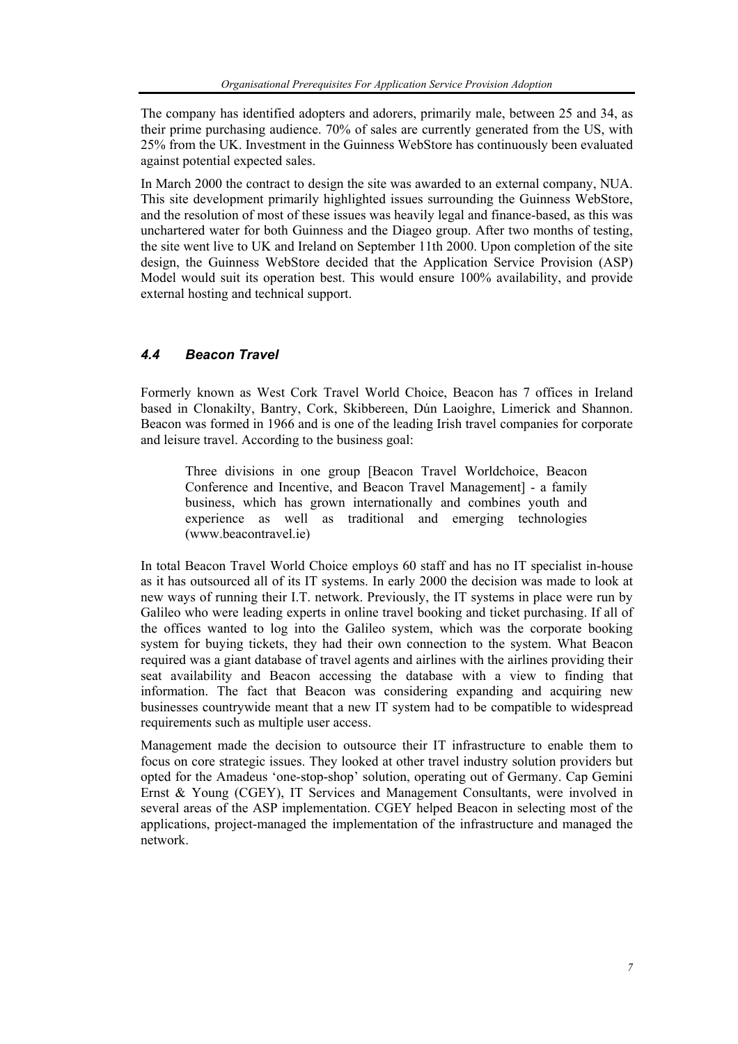The company has identified adopters and adorers, primarily male, between 25 and 34, as their prime purchasing audience. 70% of sales are currently generated from the US, with 25% from the UK. Investment in the Guinness WebStore has continuously been evaluated against potential expected sales.

In March 2000 the contract to design the site was awarded to an external company, NUA. This site development primarily highlighted issues surrounding the Guinness WebStore, and the resolution of most of these issues was heavily legal and finance-based, as this was unchartered water for both Guinness and the Diageo group. After two months of testing, the site went live to UK and Ireland on September 11th 2000. Upon completion of the site design, the Guinness WebStore decided that the Application Service Provision (ASP) Model would suit its operation best. This would ensure 100% availability, and provide external hosting and technical support.

### *4.4 Beacon Travel*

Formerly known as West Cork Travel World Choice, Beacon has 7 offices in Ireland based in Clonakilty, Bantry, Cork, Skibbereen, Dún Laoighre, Limerick and Shannon. Beacon was formed in 1966 and is one of the leading Irish travel companies for corporate and leisure travel. According to the business goal:

> Three divisions in one group [Beacon Travel Worldchoice, Beacon Conference and Incentive, and Beacon Travel Management] - a family business, which has grown internationally and combines youth and experience as well as traditional and emerging technologies (www.beacontravel.ie)

In total Beacon Travel World Choice employs 60 staff and has no IT specialist in-house as it has outsourced all of its IT systems. In early 2000 the decision was made to look at new ways of running their I.T. network. Previously, the IT systems in place were run by Galileo who were leading experts in online travel booking and ticket purchasing. If all of the offices wanted to log into the Galileo system, which was the corporate booking system for buying tickets, they had their own connection to the system. What Beacon required was a giant database of travel agents and airlines with the airlines providing their seat availability and Beacon accessing the database with a view to finding that information. The fact that Beacon was considering expanding and acquiring new businesses countrywide meant that a new IT system had to be compatible to widespread requirements such as multiple user access.

Management made the decision to outsource their IT infrastructure to enable them to focus on core strategic issues. They looked at other travel industry solution providers but opted for the Amadeus 'one-stop-shop' solution, operating out of Germany. Cap Gemini Ernst & Young (CGEY), IT Services and Management Consultants, were involved in several areas of the ASP implementation. CGEY helped Beacon in selecting most of the applications, project-managed the implementation of the infrastructure and managed the network.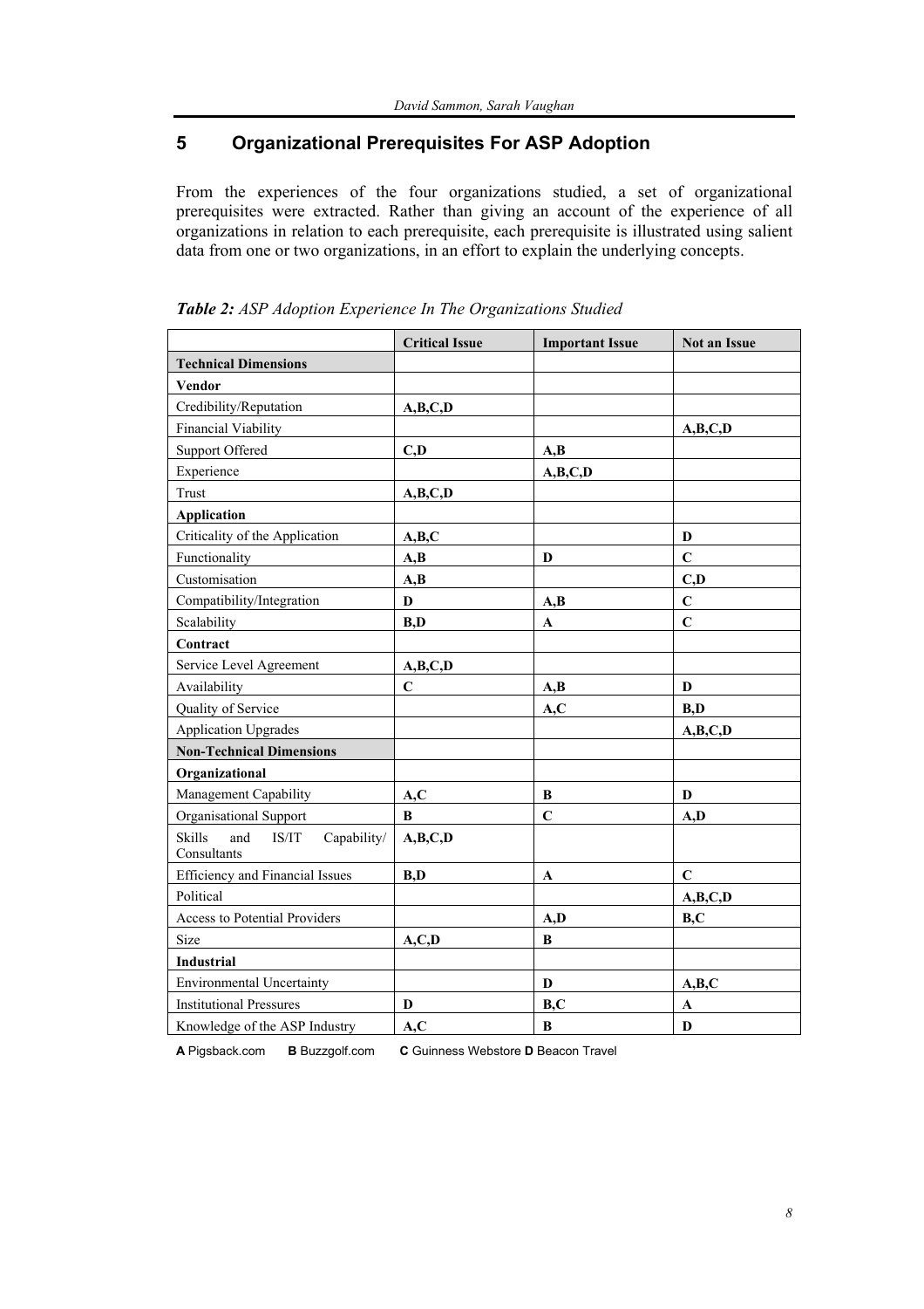## 5 Organizational Prerequisites For ASP Adoption

From the experiences of the four organizations studied, a set of organizational prerequisites were extracted. Rather than giving an account of the experience of all organizations in relation to each prerequisite, each prerequisite is illustrated using salient data from one or two organizations, in an effort to explain the underlying concepts.

***Table 2:*** *ASP Adoption Experience In The Organizations Studied*

| | Critical Issue | Important Issue | Not an Issue |
|---|---|---|---|
| **Technical Dimensions** | | | |
| **Vendor** | | | |
| Credibility/Reputation | **A,B,C,D** | | |
| Financial Viability | | | **A,B,C,D** |
| Support Offered | **C,D** | **A,B** | |
| Experience | | **A,B,C,D** | |
| Trust | **A,B,C,D** | | |
| **Application** | | | |
| Criticality of the Application | **A,B,C** | | **D** |
| Functionality | **A,B** | **D** | **C** |
| Customisation | **A,B** | | **C,D** |
| Compatibility/Integration | **D** | **A,B** | **C** |
| Scalability | **B,D** | **A** | **C** |
| **Contract** | | | |
| Service Level Agreement | **A,B,C,D** | | |
| Availability | **C** | **A,B** | **D** |
| Quality of Service | | **A,C** | **B,D** |
| Application Upgrades | | | **A,B,C,D** |
| **Non-Technical Dimensions** | | | |
| **Organizational** | | | |
| Management Capability | **A,C** | **B** | **D** |
| Organisational Support | **B** | **C** | **A,D** |
| Skills and IS/IT Capability/ Consultants | **A,B,C,D** | | |
| Efficiency and Financial Issues | **B,D** | **A** | **C** |
| Political | | | **A,B,C,D** |
| Access to Potential Providers | | **A,D** | **B,C** |
| Size | **A,C,D** | **B** | |
| **Industrial** | | | |
| Environmental Uncertainty | | **D** | **A,B,C** |
| Institutional Pressures | **D** | **B,C** | **A** |
| Knowledge of the ASP Industry | **A,C** | **B** | **D** |

**A** Pigsback.com **B** Buzzgolf.com **C** Guinness Webstore **D** Beacon Travel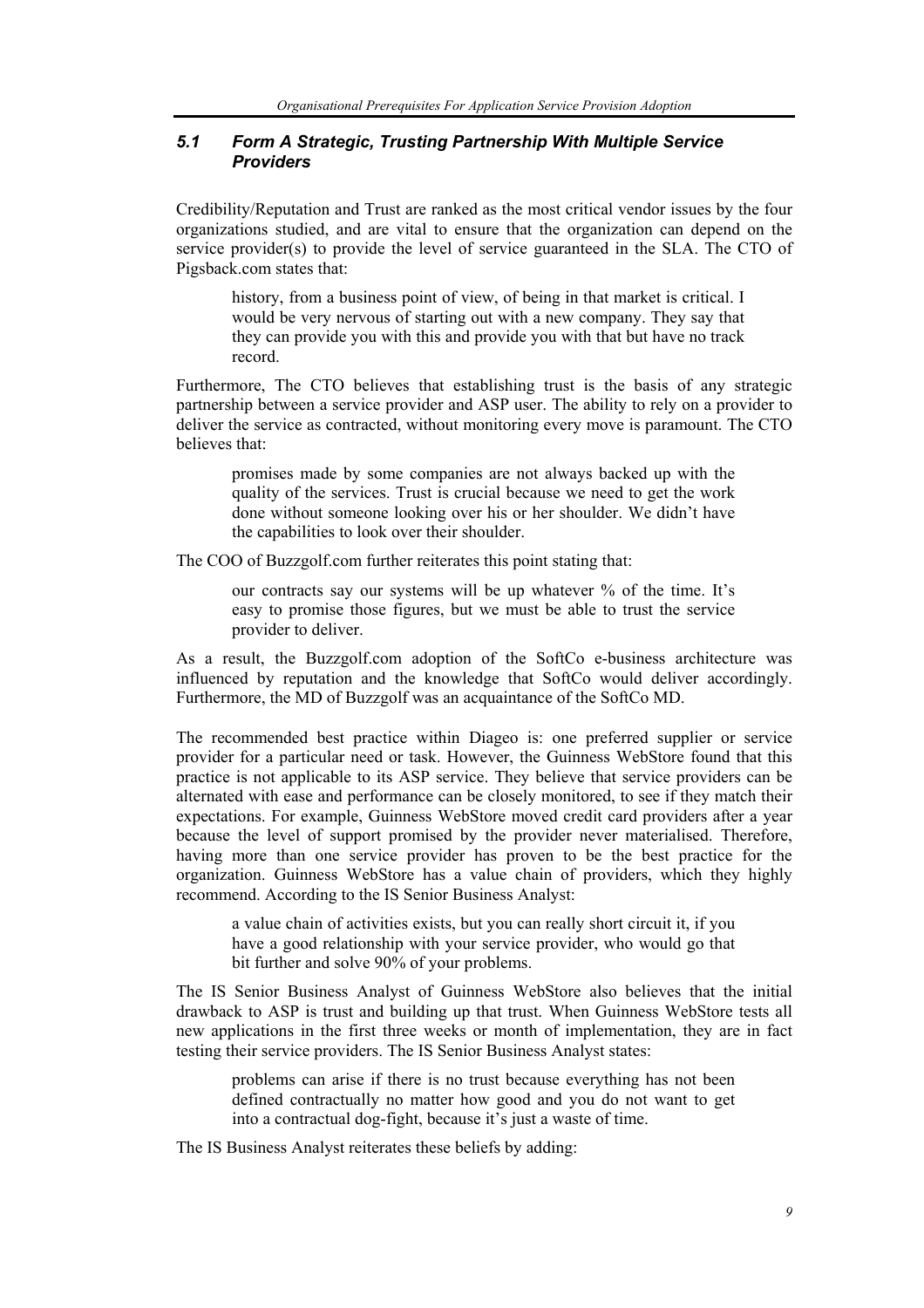### *5.1 Form A Strategic, Trusting Partnership With Multiple Service Providers*

Credibility/Reputation and Trust are ranked as the most critical vendor issues by the four organizations studied, and are vital to ensure that the organization can depend on the service provider(s) to provide the level of service guaranteed in the SLA. The CTO of Pigsback.com states that:

> history, from a business point of view, of being in that market is critical. I would be very nervous of starting out with a new company. They say that they can provide you with this and provide you with that but have no track record.

Furthermore, The CTO believes that establishing trust is the basis of any strategic partnership between a service provider and ASP user. The ability to rely on a provider to deliver the service as contracted, without monitoring every move is paramount. The CTO believes that:

> promises made by some companies are not always backed up with the quality of the services. Trust is crucial because we need to get the work done without someone looking over his or her shoulder. We didn't have the capabilities to look over their shoulder.

The COO of Buzzgolf.com further reiterates this point stating that:

> our contracts say our systems will be up whatever % of the time. It's easy to promise those figures, but we must be able to trust the service provider to deliver.

As a result, the Buzzgolf.com adoption of the SoftCo e-business architecture was influenced by reputation and the knowledge that SoftCo would deliver accordingly. Furthermore, the MD of Buzzgolf was an acquaintance of the SoftCo MD.

The recommended best practice within Diageo is: one preferred supplier or service provider for a particular need or task. However, the Guinness WebStore found that this practice is not applicable to its ASP service. They believe that service providers can be alternated with ease and performance can be closely monitored, to see if they match their expectations. For example, Guinness WebStore moved credit card providers after a year because the level of support promised by the provider never materialised. Therefore, having more than one service provider has proven to be the best practice for the organization. Guinness WebStore has a value chain of providers, which they highly recommend. According to the IS Senior Business Analyst:

> a value chain of activities exists, but you can really short circuit it, if you have a good relationship with your service provider, who would go that bit further and solve 90% of your problems.

The IS Senior Business Analyst of Guinness WebStore also believes that the initial drawback to ASP is trust and building up that trust. When Guinness WebStore tests all new applications in the first three weeks or month of implementation, they are in fact testing their service providers. The IS Senior Business Analyst states:

> problems can arise if there is no trust because everything has not been defined contractually no matter how good and you do not want to get into a contractual dog-fight, because it's just a waste of time.

The IS Business Analyst reiterates these beliefs by adding: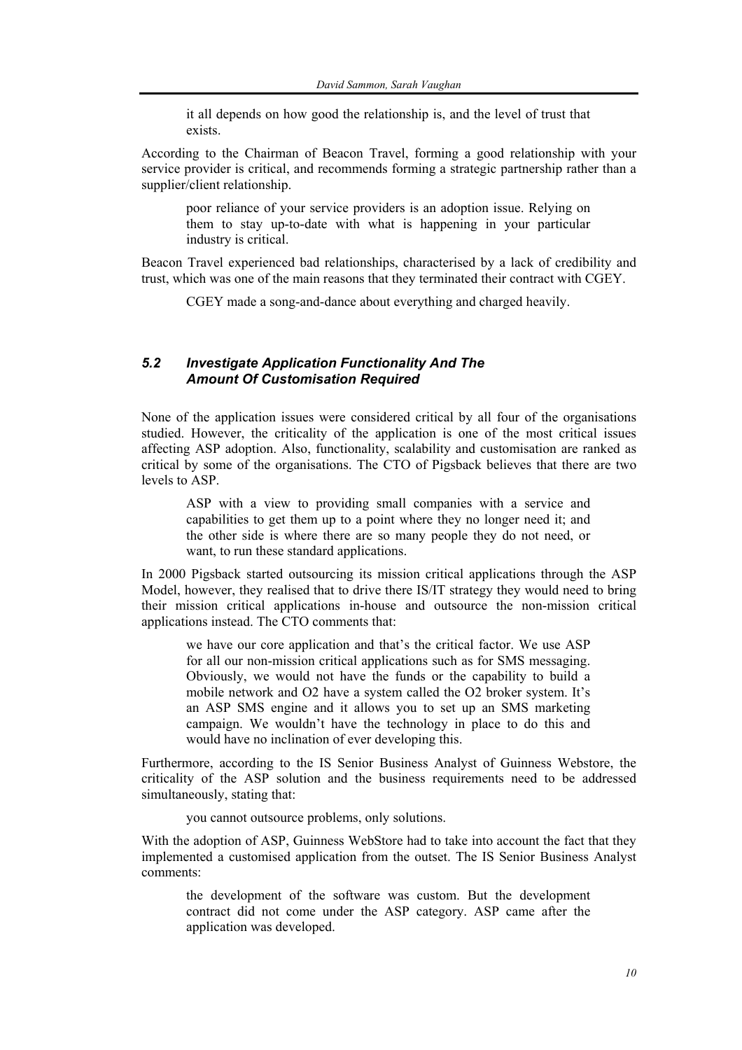> it all depends on how good the relationship is, and the level of trust that exists.

According to the Chairman of Beacon Travel, forming a good relationship with your service provider is critical, and recommends forming a strategic partnership rather than a supplier/client relationship.

> poor reliance of your service providers is an adoption issue. Relying on them to stay up-to-date with what is happening in your particular industry is critical.

Beacon Travel experienced bad relationships, characterised by a lack of credibility and trust, which was one of the main reasons that they terminated their contract with CGEY.

> CGEY made a song-and-dance about everything and charged heavily.

### *5.2 Investigate Application Functionality And The Amount Of Customisation Required*

None of the application issues were considered critical by all four of the organisations studied. However, the criticality of the application is one of the most critical issues affecting ASP adoption. Also, functionality, scalability and customisation are ranked as critical by some of the organisations. The CTO of Pigsback believes that there are two levels to ASP.

> ASP with a view to providing small companies with a service and capabilities to get them up to a point where they no longer need it; and the other side is where there are so many people they do not need, or want, to run these standard applications.

In 2000 Pigsback started outsourcing its mission critical applications through the ASP Model, however, they realised that to drive there IS/IT strategy they would need to bring their mission critical applications in-house and outsource the non-mission critical applications instead. The CTO comments that:

> we have our core application and that's the critical factor. We use ASP for all our non-mission critical applications such as for SMS messaging. Obviously, we would not have the funds or the capability to build a mobile network and O2 have a system called the O2 broker system. It's an ASP SMS engine and it allows you to set up an SMS marketing campaign. We wouldn't have the technology in place to do this and would have no inclination of ever developing this.

Furthermore, according to the IS Senior Business Analyst of Guinness Webstore, the criticality of the ASP solution and the business requirements need to be addressed simultaneously, stating that:

> you cannot outsource problems, only solutions.

With the adoption of ASP, Guinness WebStore had to take into account the fact that they implemented a customised application from the outset. The IS Senior Business Analyst comments:

> the development of the software was custom. But the development contract did not come under the ASP category. ASP came after the application was developed.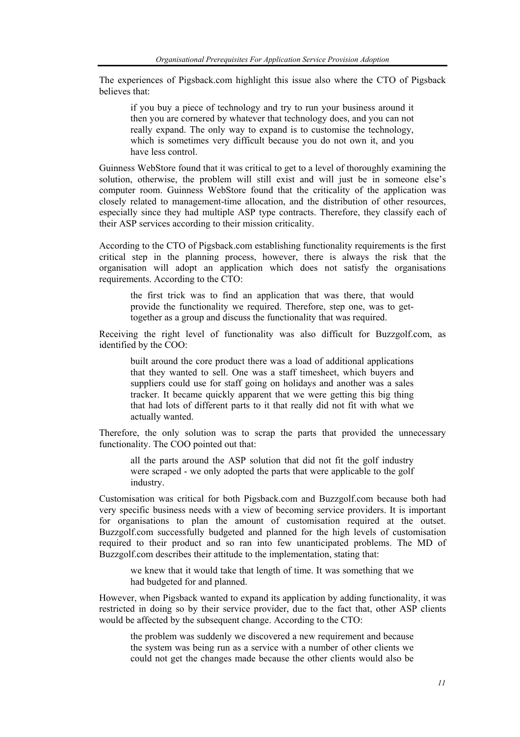The experiences of Pigsback.com highlight this issue also where the CTO of Pigsback believes that:

> if you buy a piece of technology and try to run your business around it then you are cornered by whatever that technology does, and you can not really expand. The only way to expand is to customise the technology, which is sometimes very difficult because you do not own it, and you have less control.

Guinness WebStore found that it was critical to get to a level of thoroughly examining the solution, otherwise, the problem will still exist and will just be in someone else's computer room. Guinness WebStore found that the criticality of the application was closely related to management-time allocation, and the distribution of other resources, especially since they had multiple ASP type contracts. Therefore, they classify each of their ASP services according to their mission criticality.

According to the CTO of Pigsback.com establishing functionality requirements is the first critical step in the planning process, however, there is always the risk that the organisation will adopt an application which does not satisfy the organisations requirements. According to the CTO:

> the first trick was to find an application that was there, that would provide the functionality we required. Therefore, step one, was to get-together as a group and discuss the functionality that was required.

Receiving the right level of functionality was also difficult for Buzzgolf.com, as identified by the COO:

> built around the core product there was a load of additional applications that they wanted to sell. One was a staff timesheet, which buyers and suppliers could use for staff going on holidays and another was a sales tracker. It became quickly apparent that we were getting this big thing that had lots of different parts to it that really did not fit with what we actually wanted.

Therefore, the only solution was to scrap the parts that provided the unnecessary functionality. The COO pointed out that:

> all the parts around the ASP solution that did not fit the golf industry were scraped - we only adopted the parts that were applicable to the golf industry.

Customisation was critical for both Pigsback.com and Buzzgolf.com because both had very specific business needs with a view of becoming service providers. It is important for organisations to plan the amount of customisation required at the outset. Buzzgolf.com successfully budgeted and planned for the high levels of customisation required to their product and so ran into few unanticipated problems. The MD of Buzzgolf.com describes their attitude to the implementation, stating that:

> we knew that it would take that length of time. It was something that we had budgeted for and planned.

However, when Pigsback wanted to expand its application by adding functionality, it was restricted in doing so by their service provider, due to the fact that, other ASP clients would be affected by the subsequent change. According to the CTO:

> the problem was suddenly we discovered a new requirement and because the system was being run as a service with a number of other clients we could not get the changes made because the other clients would also be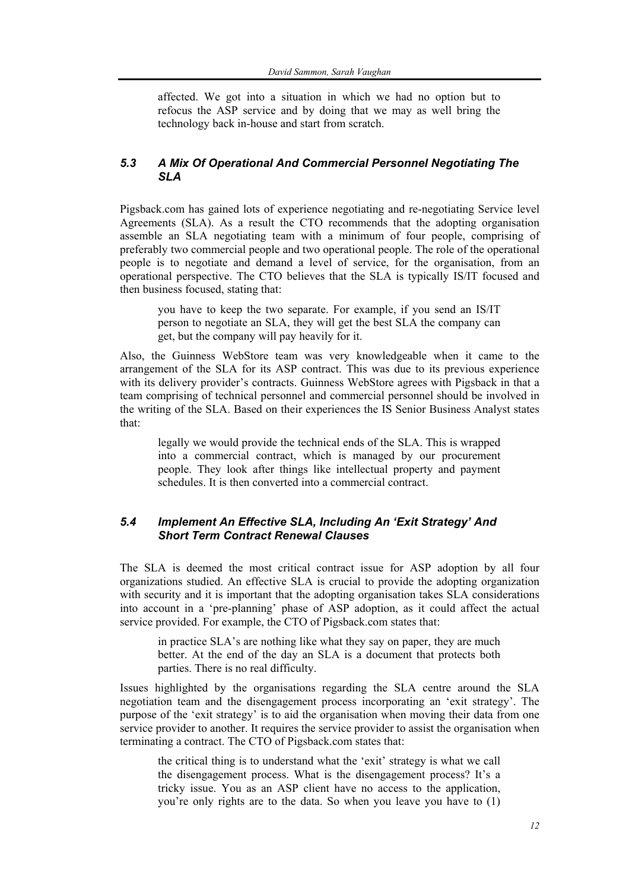> affected. We got into a situation in which we had no option but to refocus the ASP service and by doing that we may as well bring the technology back in-house and start from scratch.

### *5.3 A Mix Of Operational And Commercial Personnel Negotiating The SLA*

Pigsback.com has gained lots of experience negotiating and re-negotiating Service level Agreements (SLA). As a result the CTO recommends that the adopting organisation assemble an SLA negotiating team with a minimum of four people, comprising of preferably two commercial people and two operational people. The role of the operational people is to negotiate and demand a level of service, for the organisation, from an operational perspective. The CTO believes that the SLA is typically IS/IT focused and then business focused, stating that:

> you have to keep the two separate. For example, if you send an IS/IT person to negotiate an SLA, they will get the best SLA the company can get, but the company will pay heavily for it.

Also, the Guinness WebStore team was very knowledgeable when it came to the arrangement of the SLA for its ASP contract. This was due to its previous experience with its delivery provider's contracts. Guinness WebStore agrees with Pigsback in that a team comprising of technical personnel and commercial personnel should be involved in the writing of the SLA. Based on their experiences the IS Senior Business Analyst states that:

> legally we would provide the technical ends of the SLA. This is wrapped into a commercial contract, which is managed by our procurement people. They look after things like intellectual property and payment schedules. It is then converted into a commercial contract.

### *5.4 Implement An Effective SLA, Including An 'Exit Strategy' And Short Term Contract Renewal Clauses*

The SLA is deemed the most critical contract issue for ASP adoption by all four organizations studied. An effective SLA is crucial to provide the adopting organization with security and it is important that the adopting organisation takes SLA considerations into account in a 'pre-planning' phase of ASP adoption, as it could affect the actual service provided. For example, the CTO of Pigsback.com states that:

> in practice SLA's are nothing like what they say on paper, they are much better. At the end of the day an SLA is a document that protects both parties. There is no real difficulty.

Issues highlighted by the organisations regarding the SLA centre around the SLA negotiation team and the disengagement process incorporating an 'exit strategy'. The purpose of the 'exit strategy' is to aid the organisation when moving their data from one service provider to another. It requires the service provider to assist the organisation when terminating a contract. The CTO of Pigsback.com states that:

> the critical thing is to understand what the 'exit' strategy is what we call the disengagement process. What is the disengagement process? It's a tricky issue. You as an ASP client have no access to the application, you're only rights are to the data. So when you leave you have to (1)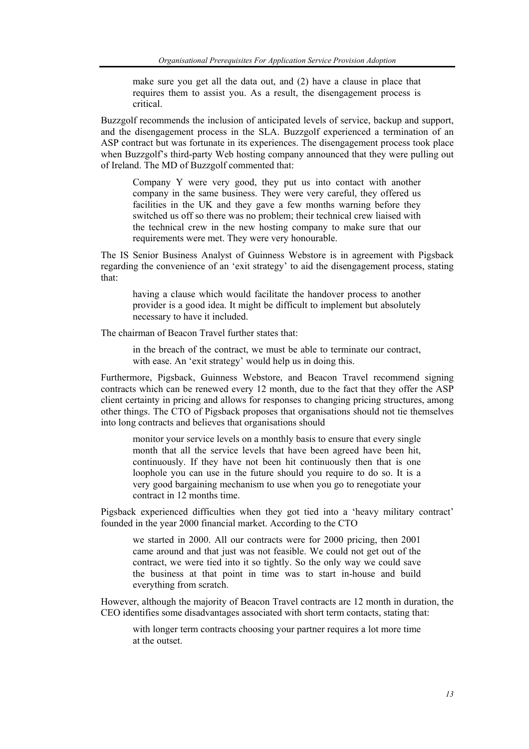> make sure you get all the data out, and (2) have a clause in place that requires them to assist you. As a result, the disengagement process is critical.

Buzzgolf recommends the inclusion of anticipated levels of service, backup and support, and the disengagement process in the SLA. Buzzgolf experienced a termination of an ASP contract but was fortunate in its experiences. The disengagement process took place when Buzzgolf's third-party Web hosting company announced that they were pulling out of Ireland. The MD of Buzzgolf commented that:

> Company Y were very good, they put us into contact with another company in the same business. They were very careful, they offered us facilities in the UK and they gave a few months warning before they switched us off so there was no problem; their technical crew liaised with the technical crew in the new hosting company to make sure that our requirements were met. They were very honourable.

The IS Senior Business Analyst of Guinness Webstore is in agreement with Pigsback regarding the convenience of an 'exit strategy' to aid the disengagement process, stating that:

> having a clause which would facilitate the handover process to another provider is a good idea. It might be difficult to implement but absolutely necessary to have it included.

The chairman of Beacon Travel further states that:

> in the breach of the contract, we must be able to terminate our contract, with ease. An 'exit strategy' would help us in doing this.

Furthermore, Pigsback, Guinness Webstore, and Beacon Travel recommend signing contracts which can be renewed every 12 month, due to the fact that they offer the ASP client certainty in pricing and allows for responses to changing pricing structures, among other things. The CTO of Pigsback proposes that organisations should not tie themselves into long contracts and believes that organisations should

> monitor your service levels on a monthly basis to ensure that every single month that all the service levels that have been agreed have been hit, continuously. If they have not been hit continuously then that is one loophole you can use in the future should you require to do so. It is a very good bargaining mechanism to use when you go to renegotiate your contract in 12 months time.

Pigsback experienced difficulties when they got tied into a 'heavy military contract' founded in the year 2000 financial market. According to the CTO

> we started in 2000. All our contracts were for 2000 pricing, then 2001 came around and that just was not feasible. We could not get out of the contract, we were tied into it so tightly. So the only way we could save the business at that point in time was to start in-house and build everything from scratch.

However, although the majority of Beacon Travel contracts are 12 month in duration, the CEO identifies some disadvantages associated with short term contacts, stating that:

> with longer term contracts choosing your partner requires a lot more time at the outset.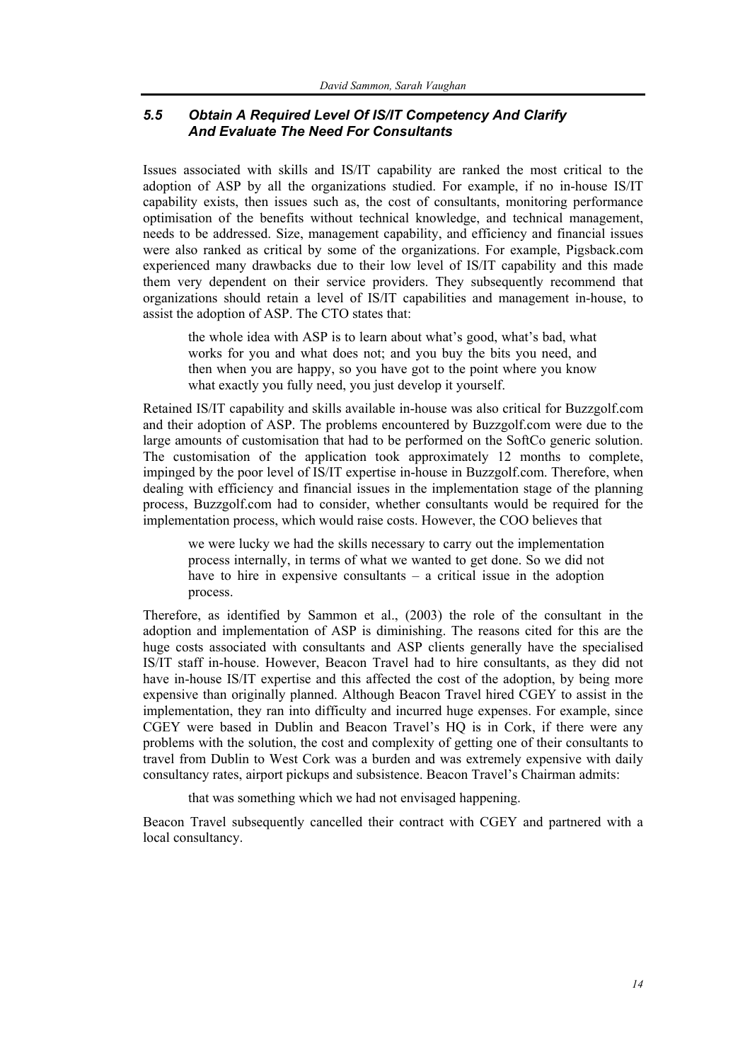### *5.5 Obtain A Required Level Of IS/IT Competency And Clarify And Evaluate The Need For Consultants*

Issues associated with skills and IS/IT capability are ranked the most critical to the adoption of ASP by all the organizations studied. For example, if no in-house IS/IT capability exists, then issues such as, the cost of consultants, monitoring performance optimisation of the benefits without technical knowledge, and technical management, needs to be addressed. Size, management capability, and efficiency and financial issues were also ranked as critical by some of the organizations. For example, Pigsback.com experienced many drawbacks due to their low level of IS/IT capability and this made them very dependent on their service providers. They subsequently recommend that organizations should retain a level of IS/IT capabilities and management in-house, to assist the adoption of ASP. The CTO states that:

> the whole idea with ASP is to learn about what's good, what's bad, what works for you and what does not; and you buy the bits you need, and then when you are happy, so you have got to the point where you know what exactly you fully need, you just develop it yourself.

Retained IS/IT capability and skills available in-house was also critical for Buzzgolf.com and their adoption of ASP. The problems encountered by Buzzgolf.com were due to the large amounts of customisation that had to be performed on the SoftCo generic solution. The customisation of the application took approximately 12 months to complete, impinged by the poor level of IS/IT expertise in-house in Buzzgolf.com. Therefore, when dealing with efficiency and financial issues in the implementation stage of the planning process, Buzzgolf.com had to consider, whether consultants would be required for the implementation process, which would raise costs. However, the COO believes that

> we were lucky we had the skills necessary to carry out the implementation process internally, in terms of what we wanted to get done. So we did not have to hire in expensive consultants – a critical issue in the adoption process.

Therefore, as identified by Sammon et al., (2003) the role of the consultant in the adoption and implementation of ASP is diminishing. The reasons cited for this are the huge costs associated with consultants and ASP clients generally have the specialised IS/IT staff in-house. However, Beacon Travel had to hire consultants, as they did not have in-house IS/IT expertise and this affected the cost of the adoption, by being more expensive than originally planned. Although Beacon Travel hired CGEY to assist in the implementation, they ran into difficulty and incurred huge expenses. For example, since CGEY were based in Dublin and Beacon Travel's HQ is in Cork, if there were any problems with the solution, the cost and complexity of getting one of their consultants to travel from Dublin to West Cork was a burden and was extremely expensive with daily consultancy rates, airport pickups and subsistence. Beacon Travel's Chairman admits:

> that was something which we had not envisaged happening.

Beacon Travel subsequently cancelled their contract with CGEY and partnered with a local consultancy.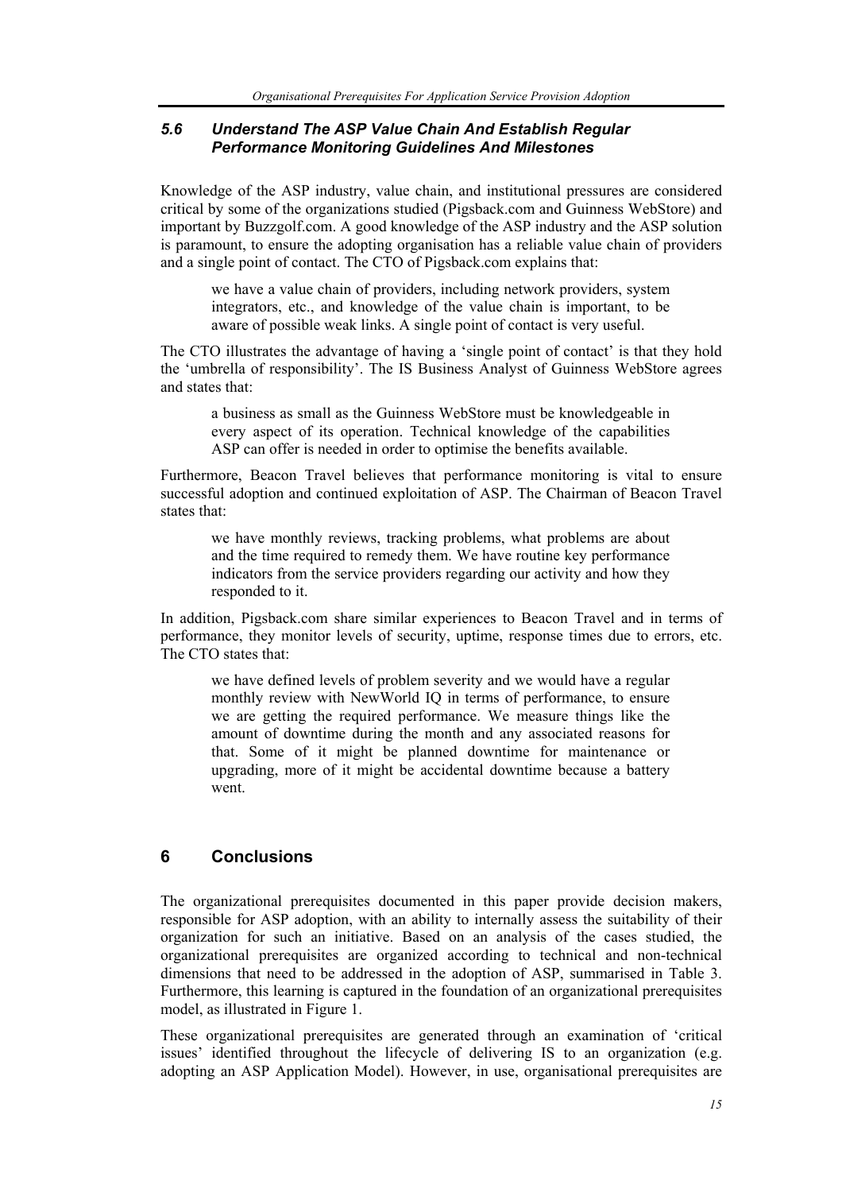### *5.6 Understand The ASP Value Chain And Establish Regular Performance Monitoring Guidelines And Milestones*

Knowledge of the ASP industry, value chain, and institutional pressures are considered critical by some of the organizations studied (Pigsback.com and Guinness WebStore) and important by Buzzgolf.com. A good knowledge of the ASP industry and the ASP solution is paramount, to ensure the adopting organisation has a reliable value chain of providers and a single point of contact. The CTO of Pigsback.com explains that:

> we have a value chain of providers, including network providers, system integrators, etc., and knowledge of the value chain is important, to be aware of possible weak links. A single point of contact is very useful.

The CTO illustrates the advantage of having a 'single point of contact' is that they hold the 'umbrella of responsibility'. The IS Business Analyst of Guinness WebStore agrees and states that:

> a business as small as the Guinness WebStore must be knowledgeable in every aspect of its operation. Technical knowledge of the capabilities ASP can offer is needed in order to optimise the benefits available.

Furthermore, Beacon Travel believes that performance monitoring is vital to ensure successful adoption and continued exploitation of ASP. The Chairman of Beacon Travel states that:

> we have monthly reviews, tracking problems, what problems are about and the time required to remedy them. We have routine key performance indicators from the service providers regarding our activity and how they responded to it.

In addition, Pigsback.com share similar experiences to Beacon Travel and in terms of performance, they monitor levels of security, uptime, response times due to errors, etc. The CTO states that:

> we have defined levels of problem severity and we would have a regular monthly review with NewWorld IQ in terms of performance, to ensure we are getting the required performance. We measure things like the amount of downtime during the month and any associated reasons for that. Some of it might be planned downtime for maintenance or upgrading, more of it might be accidental downtime because a battery went.

## 6 Conclusions

The organizational prerequisites documented in this paper provide decision makers, responsible for ASP adoption, with an ability to internally assess the suitability of their organization for such an initiative. Based on an analysis of the cases studied, the organizational prerequisites are organized according to technical and non-technical dimensions that need to be addressed in the adoption of ASP, summarised in Table 3. Furthermore, this learning is captured in the foundation of an organizational prerequisites model, as illustrated in Figure 1.

These organizational prerequisites are generated through an examination of 'critical issues' identified throughout the lifecycle of delivering IS to an organization (e.g. adopting an ASP Application Model). However, in use, organisational prerequisites are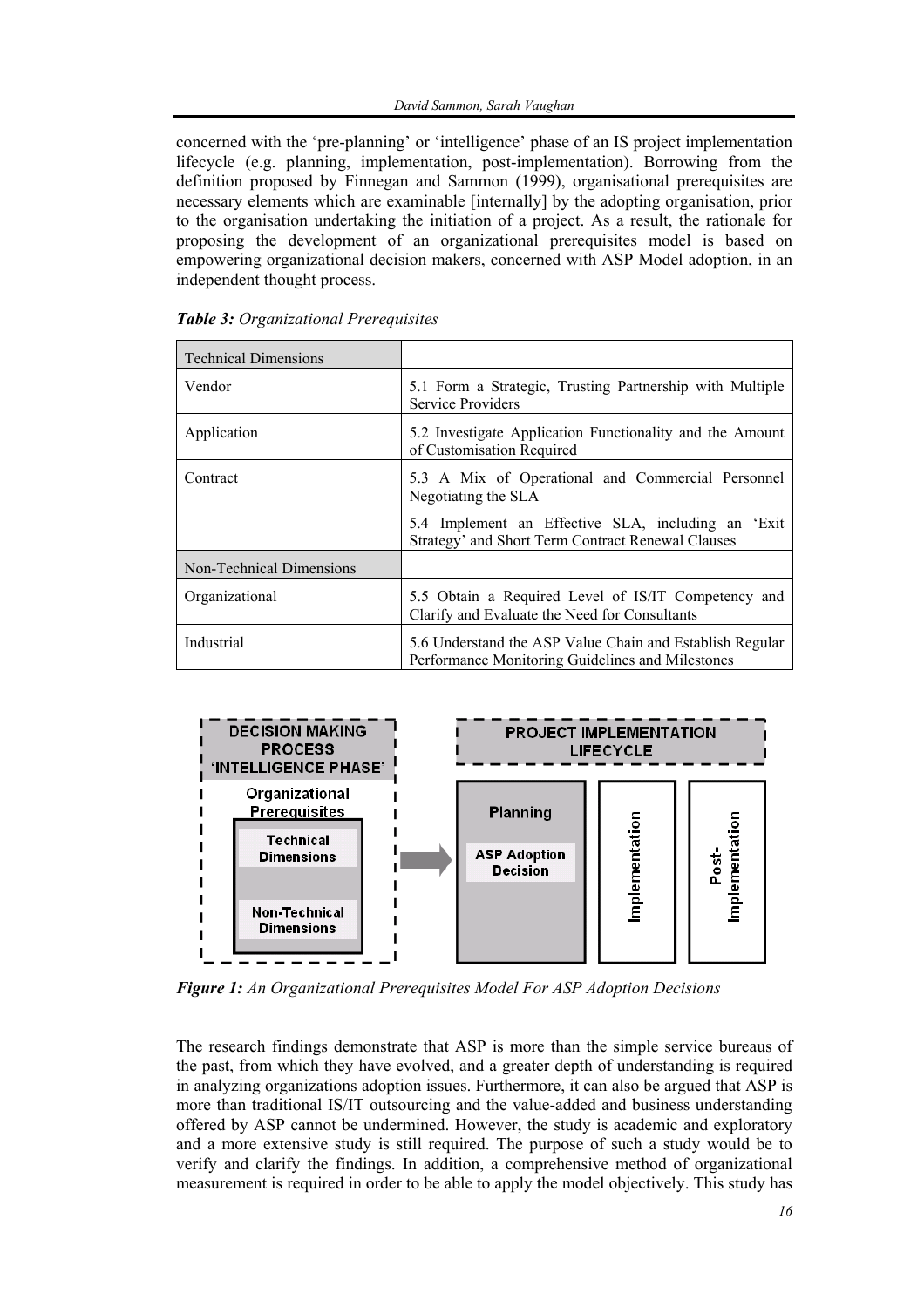concerned with the 'pre-planning' or 'intelligence' phase of an IS project implementation lifecycle (e.g. planning, implementation, post-implementation). Borrowing from the definition proposed by Finnegan and Sammon (1999), organisational prerequisites are necessary elements which are examinable [internally] by the adopting organisation, prior to the organisation undertaking the initiation of a project. As a result, the rationale for proposing the development of an organizational prerequisites model is based on empowering organizational decision makers, concerned with ASP Model adoption, in an independent thought process.

***Table 3:*** *Organizational Prerequisites*

| Technical Dimensions | |
|---|---|
| Vendor | 5.1 Form a Strategic, Trusting Partnership with Multiple Service Providers |
| Application | 5.2 Investigate Application Functionality and the Amount of Customisation Required |
| Contract | 5.3 A Mix of Operational and Commercial Personnel Negotiating the SLA<br>5.4 Implement an Effective SLA, including an 'Exit Strategy' and Short Term Contract Renewal Clauses |
| Non-Technical Dimensions | |
| Organizational | 5.5 Obtain a Required Level of IS/IT Competency and Clarify and Evaluate the Need for Consultants |
| Industrial | 5.6 Understand the ASP Value Chain and Establish Regular Performance Monitoring Guidelines and Milestones |

***Figure 1:*** *An Organizational Prerequisites Model For ASP Adoption Decisions*

The research findings demonstrate that ASP is more than the simple service bureaus of the past, from which they have evolved, and a greater depth of understanding is required in analyzing organizations adoption issues. Furthermore, it can also be argued that ASP is more than traditional IS/IT outsourcing and the value-added and business understanding offered by ASP cannot be undermined. However, the study is academic and exploratory and a more extensive study is still required. The purpose of such a study would be to verify and clarify the findings. In addition, a comprehensive method of organizational measurement is required in order to be able to apply the model objectively. This study has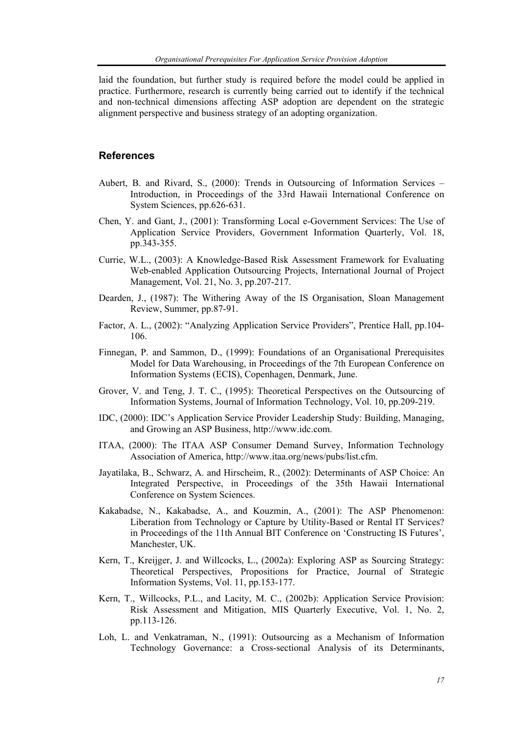laid the foundation, but further study is required before the model could be applied in practice. Furthermore, research is currently being carried out to identify if the technical and non-technical dimensions affecting ASP adoption are dependent on the strategic alignment perspective and business strategy of an adopting organization.

## References

Aubert, B. and Rivard, S., (2000): Trends in Outsourcing of Information Services – Introduction, in Proceedings of the 33rd Hawaii International Conference on System Sciences, pp.626-631.

Chen, Y. and Gant, J., (2001): Transforming Local e-Government Services: The Use of Application Service Providers, Government Information Quarterly, Vol. 18, pp.343-355.

Currie, W.L., (2003): A Knowledge-Based Risk Assessment Framework for Evaluating Web-enabled Application Outsourcing Projects, International Journal of Project Management, Vol. 21, No. 3, pp.207-217.

Dearden, J., (1987): The Withering Away of the IS Organisation, Sloan Management Review, Summer, pp.87-91.

Factor, A. L., (2002): "Analyzing Application Service Providers", Prentice Hall, pp.104-106.

Finnegan, P. and Sammon, D., (1999): Foundations of an Organisational Prerequisites Model for Data Warehousing, in Proceedings of the 7th European Conference on Information Systems (ECIS), Copenhagen, Denmark, June.

Grover, V. and Teng, J. T. C., (1995): Theoretical Perspectives on the Outsourcing of Information Systems, Journal of Information Technology, Vol. 10, pp.209-219.

IDC, (2000): IDC's Application Service Provider Leadership Study: Building, Managing, and Growing an ASP Business, http://www.idc.com.

ITAA, (2000): The ITAA ASP Consumer Demand Survey, Information Technology Association of America, http://www.itaa.org/news/pubs/list.cfm.

Jayatilaka, B., Schwarz, A. and Hirscheim, R., (2002): Determinants of ASP Choice: An Integrated Perspective, in Proceedings of the 35th Hawaii International Conference on System Sciences.

Kakabadse, N., Kakabadse, A., and Kouzmin, A., (2001): The ASP Phenomenon: Liberation from Technology or Capture by Utility-Based or Rental IT Services? in Proceedings of the 11th Annual BIT Conference on 'Constructing IS Futures', Manchester, UK.

Kern, T., Kreijger, J. and Willcocks, L., (2002a): Exploring ASP as Sourcing Strategy: Theoretical Perspectives, Propositions for Practice, Journal of Strategic Information Systems, Vol. 11, pp.153-177.

Kern, T., Willcocks, P.L., and Lacity, M. C., (2002b): Application Service Provision: Risk Assessment and Mitigation, MIS Quarterly Executive, Vol. 1, No. 2, pp.113-126.

Loh, L. and Venkatraman, N., (1991): Outsourcing as a Mechanism of Information Technology Governance: a Cross-sectional Analysis of its Determinants,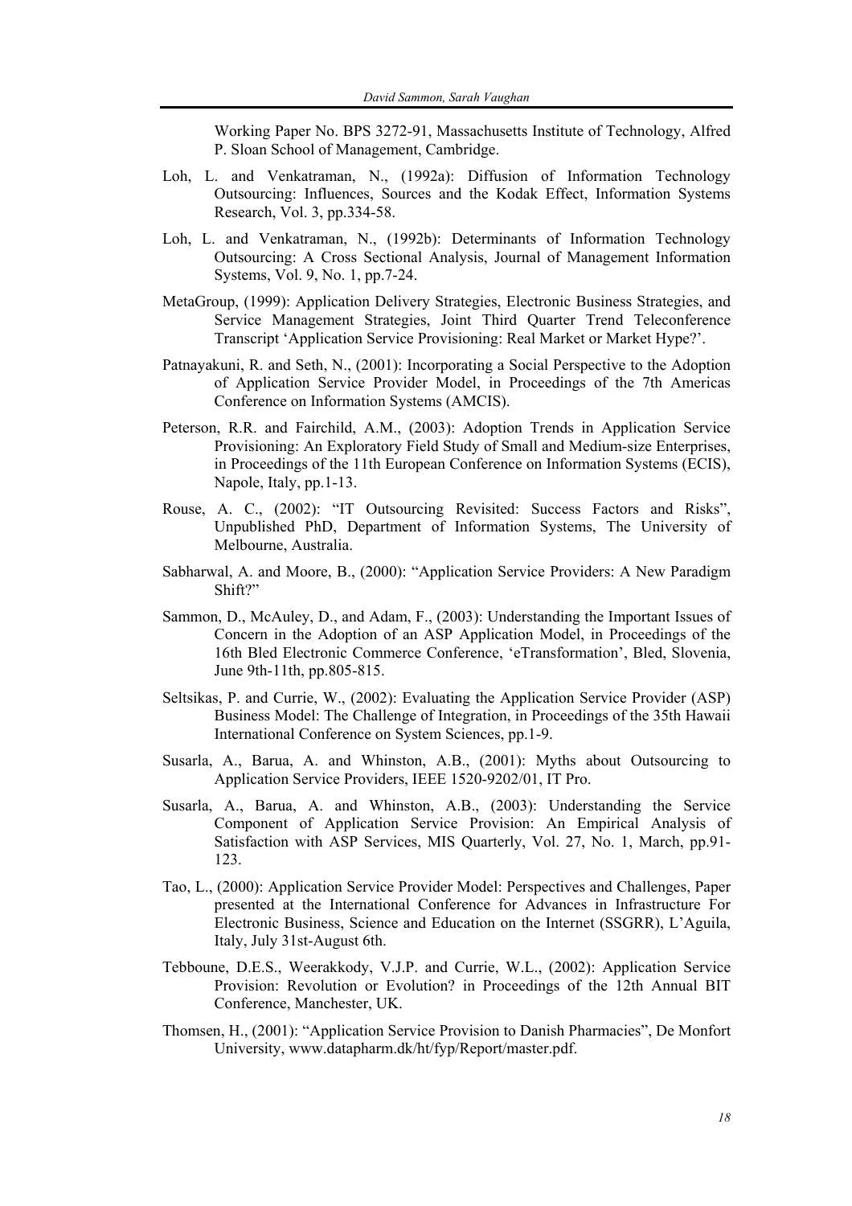Working Paper No. BPS 3272-91, Massachusetts Institute of Technology, Alfred P. Sloan School of Management, Cambridge.

Loh, L. and Venkatraman, N., (1992a): Diffusion of Information Technology Outsourcing: Influences, Sources and the Kodak Effect, Information Systems Research, Vol. 3, pp.334-58.

Loh, L. and Venkatraman, N., (1992b): Determinants of Information Technology Outsourcing: A Cross Sectional Analysis, Journal of Management Information Systems, Vol. 9, No. 1, pp.7-24.

MetaGroup, (1999): Application Delivery Strategies, Electronic Business Strategies, and Service Management Strategies, Joint Third Quarter Trend Teleconference Transcript 'Application Service Provisioning: Real Market or Market Hype?'.

Patnayakuni, R. and Seth, N., (2001): Incorporating a Social Perspective to the Adoption of Application Service Provider Model, in Proceedings of the 7th Americas Conference on Information Systems (AMCIS).

Peterson, R.R. and Fairchild, A.M., (2003): Adoption Trends in Application Service Provisioning: An Exploratory Field Study of Small and Medium-size Enterprises, in Proceedings of the 11th European Conference on Information Systems (ECIS), Napole, Italy, pp.1-13.

Rouse, A. C., (2002): "IT Outsourcing Revisited: Success Factors and Risks", Unpublished PhD, Department of Information Systems, The University of Melbourne, Australia.

Sabharwal, A. and Moore, B., (2000): "Application Service Providers: A New Paradigm Shift?"

Sammon, D., McAuley, D., and Adam, F., (2003): Understanding the Important Issues of Concern in the Adoption of an ASP Application Model, in Proceedings of the 16th Bled Electronic Commerce Conference, 'eTransformation', Bled, Slovenia, June 9th-11th, pp.805-815.

Seltsikas, P. and Currie, W., (2002): Evaluating the Application Service Provider (ASP) Business Model: The Challenge of Integration, in Proceedings of the 35th Hawaii International Conference on System Sciences, pp.1-9.

Susarla, A., Barua, A. and Whinston, A.B., (2001): Myths about Outsourcing to Application Service Providers, IEEE 1520-9202/01, IT Pro.

Susarla, A., Barua, A. and Whinston, A.B., (2003): Understanding the Service Component of Application Service Provision: An Empirical Analysis of Satisfaction with ASP Services, MIS Quarterly, Vol. 27, No. 1, March, pp.91-123.

Tao, L., (2000): Application Service Provider Model: Perspectives and Challenges, Paper presented at the International Conference for Advances in Infrastructure For Electronic Business, Science and Education on the Internet (SSGRR), L'Aguila, Italy, July 31st-August 6th.

Tebboune, D.E.S., Weerakkody, V.J.P. and Currie, W.L., (2002): Application Service Provision: Revolution or Evolution? in Proceedings of the 12th Annual BIT Conference, Manchester, UK.

Thomsen, H., (2001): "Application Service Provision to Danish Pharmacies", De Monfort University, www.datapharm.dk/ht/fyp/Report/master.pdf.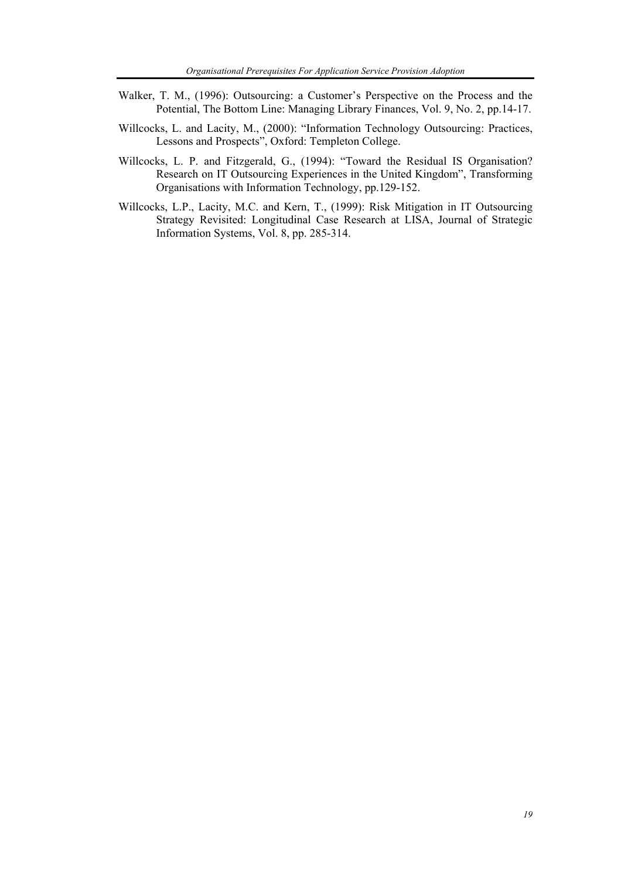Walker, T. M., (1996): Outsourcing: a Customer's Perspective on the Process and the Potential, The Bottom Line: Managing Library Finances, Vol. 9, No. 2, pp.14-17.

Willcocks, L. and Lacity, M., (2000): "Information Technology Outsourcing: Practices, Lessons and Prospects", Oxford: Templeton College.

Willcocks, L. P. and Fitzgerald, G., (1994): "Toward the Residual IS Organisation? Research on IT Outsourcing Experiences in the United Kingdom", Transforming Organisations with Information Technology, pp.129-152.

Willcocks, L.P., Lacity, M.C. and Kern, T., (1999): Risk Mitigation in IT Outsourcing Strategy Revisited: Longitudinal Case Research at LISA, Journal of Strategic Information Systems, Vol. 8, pp. 285-314.